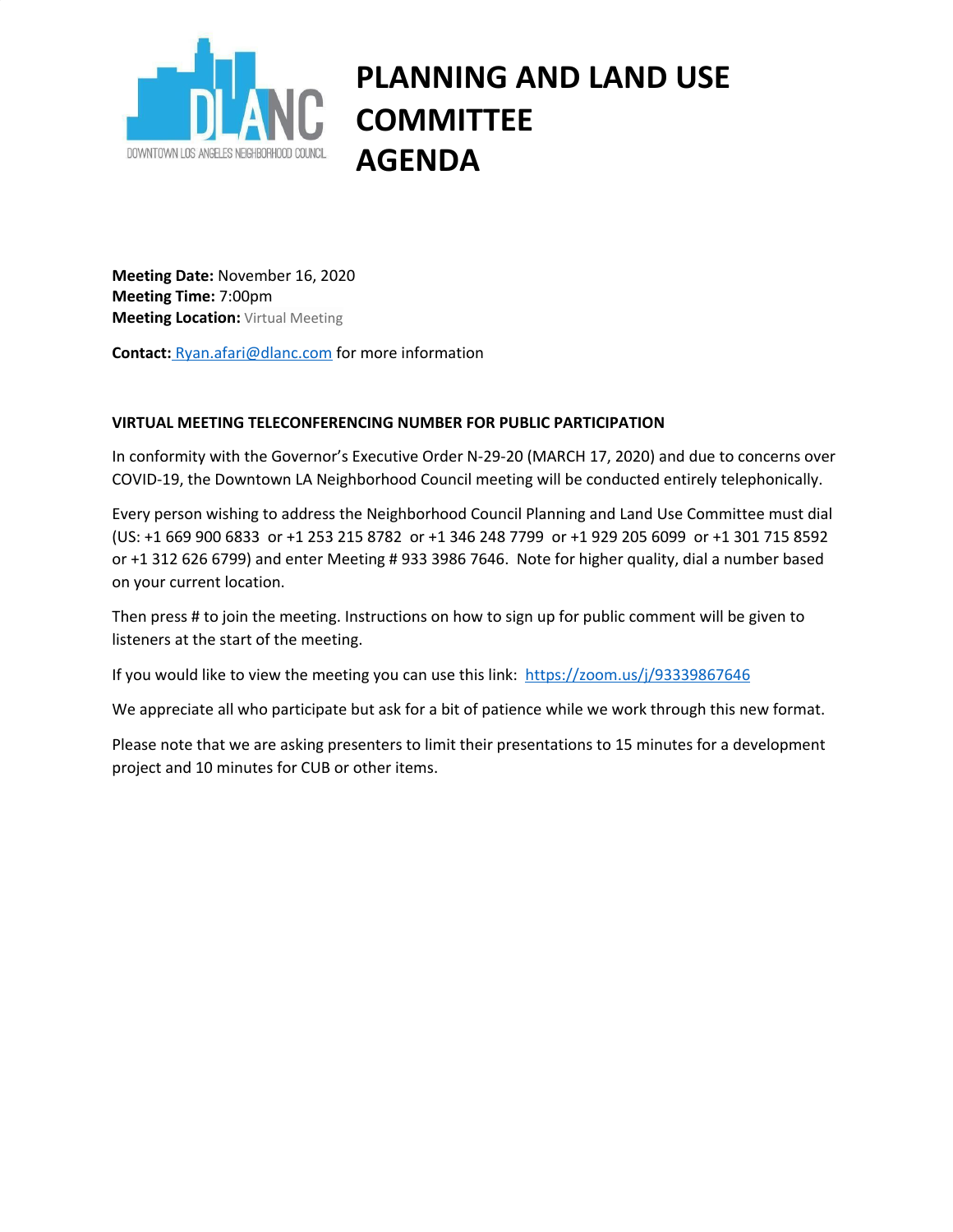# PLANNING AND LAND USE COMMITTEE AGENDA

**Meeting Date:** November 16, 2020
**Meeting Time:** 7:00pm
**Meeting Location:** Virtual Meeting

**Contact:** Ryan.afari@dlanc.com for more information

**VIRTUAL MEETING TELECONFERENCING NUMBER FOR PUBLIC PARTICIPATION**

In conformity with the Governor's Executive Order N-29-20 (MARCH 17, 2020) and due to concerns over COVID-19, the Downtown LA Neighborhood Council meeting will be conducted entirely telephonically.

Every person wishing to address the Neighborhood Council Planning and Land Use Committee must dial (US: +1 669 900 6833 or +1 253 215 8782 or +1 346 248 7799 or +1 929 205 6099 or +1 301 715 8592 or +1 312 626 6799) and enter Meeting # 933 3986 7646. Note for higher quality, dial a number based on your current location.

Then press # to join the meeting. Instructions on how to sign up for public comment will be given to listeners at the start of the meeting.

If you would like to view the meeting you can use this link: https://zoom.us/j/93339867646

We appreciate all who participate but ask for a bit of patience while we work through this new format.

Please note that we are asking presenters to limit their presentations to 15 minutes for a development project and 10 minutes for CUB or other items.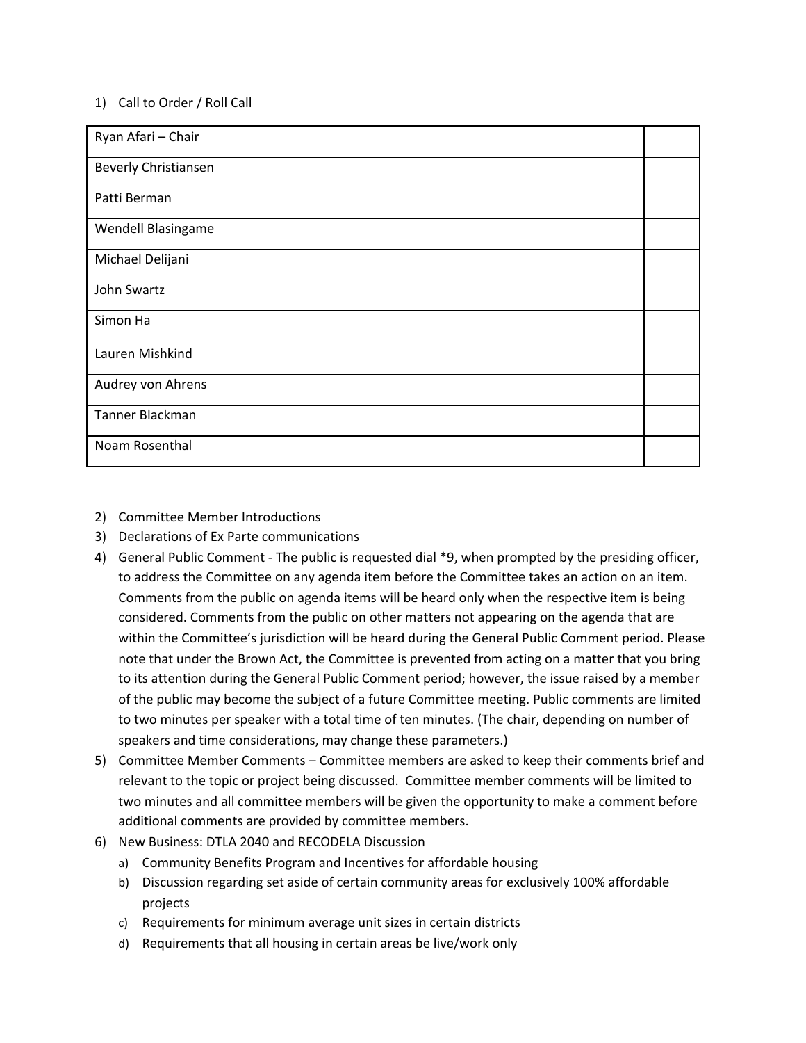1) Call to Order / Roll Call

| | |
|---|---|
| Ryan Afari – Chair | |
| Beverly Christiansen | |
| Patti Berman | |
| Wendell Blasingame | |
| Michael Delijani | |
| John Swartz | |
| Simon Ha | |
| Lauren Mishkind | |
| Audrey von Ahrens | |
| Tanner Blackman | |
| Noam Rosenthal | |

2) Committee Member Introductions
3) Declarations of Ex Parte communications
4) General Public Comment - The public is requested dial *9, when prompted by the presiding officer, to address the Committee on any agenda item before the Committee takes an action on an item. Comments from the public on agenda items will be heard only when the respective item is being considered. Comments from the public on other matters not appearing on the agenda that are within the Committee's jurisdiction will be heard during the General Public Comment period. Please note that under the Brown Act, the Committee is prevented from acting on a matter that you bring to its attention during the General Public Comment period; however, the issue raised by a member of the public may become the subject of a future Committee meeting. Public comments are limited to two minutes per speaker with a total time of ten minutes. (The chair, depending on number of speakers and time considerations, may change these parameters.)
5) Committee Member Comments – Committee members are asked to keep their comments brief and relevant to the topic or project being discussed. Committee member comments will be limited to two minutes and all committee members will be given the opportunity to make a comment before additional comments are provided by committee members.
6) <u>New Business: DTLA 2040 and RECODELA Discussion</u>
   a) Community Benefits Program and Incentives for affordable housing
   b) Discussion regarding set aside of certain community areas for exclusively 100% affordable projects
   c) Requirements for minimum average unit sizes in certain districts
   d) Requirements that all housing in certain areas be live/work only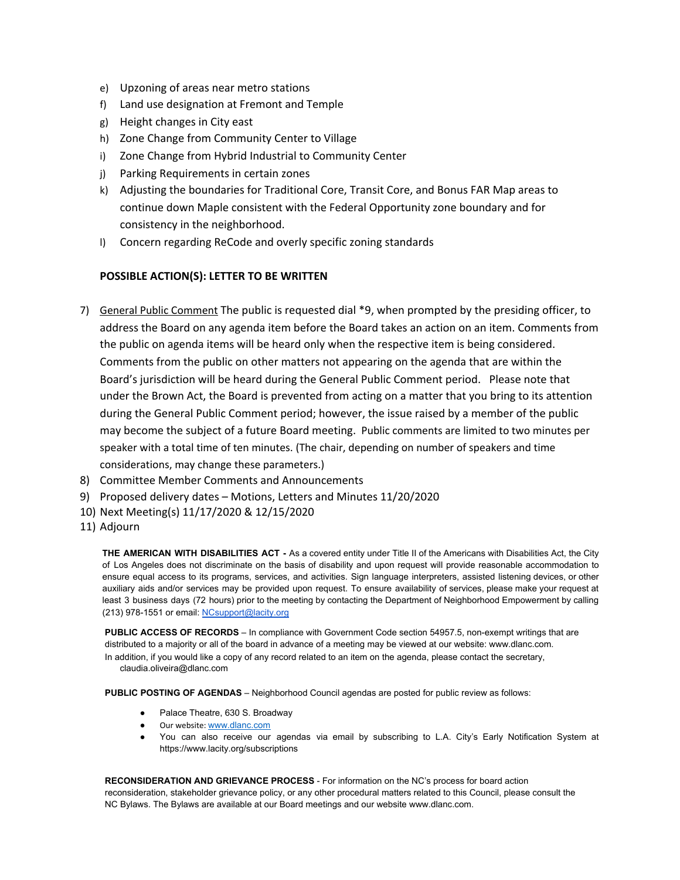e) Upzoning of areas near metro stations
f) Land use designation at Fremont and Temple
g) Height changes in City east
h) Zone Change from Community Center to Village
i) Zone Change from Hybrid Industrial to Community Center
j) Parking Requirements in certain zones
k) Adjusting the boundaries for Traditional Core, Transit Core, and Bonus FAR Map areas to continue down Maple consistent with the Federal Opportunity zone boundary and for consistency in the neighborhood.
l) Concern regarding ReCode and overly specific zoning standards

**POSSIBLE ACTION(S): LETTER TO BE WRITTEN**

7) General Public Comment The public is requested dial *9, when prompted by the presiding officer, to address the Board on any agenda item before the Board takes an action on an item. Comments from the public on agenda items will be heard only when the respective item is being considered. Comments from the public on other matters not appearing on the agenda that are within the Board's jurisdiction will be heard during the General Public Comment period. Please note that under the Brown Act, the Board is prevented from acting on a matter that you bring to its attention during the General Public Comment period; however, the issue raised by a member of the public may become the subject of a future Board meeting. Public comments are limited to two minutes per speaker with a total time of ten minutes. (The chair, depending on number of speakers and time considerations, may change these parameters.)
8) Committee Member Comments and Announcements
9) Proposed delivery dates – Motions, Letters and Minutes 11/20/2020
10) Next Meeting(s) 11/17/2020 & 12/15/2020
11) Adjourn

**THE AMERICAN WITH DISABILITIES ACT -** As a covered entity under Title II of the Americans with Disabilities Act, the City of Los Angeles does not discriminate on the basis of disability and upon request will provide reasonable accommodation to ensure equal access to its programs, services, and activities. Sign language interpreters, assisted listening devices, or other auxiliary aids and/or services may be provided upon request. To ensure availability of services, please make your request at least 3 business days (72 hours) prior to the meeting by contacting the Department of Neighborhood Empowerment by calling (213) 978-1551 or email: NCsupport@lacity.org

**PUBLIC ACCESS OF RECORDS** – In compliance with Government Code section 54957.5, non-exempt writings that are distributed to a majority or all of the board in advance of a meeting may be viewed at our website: www.dlanc.com.
In addition, if you would like a copy of any record related to an item on the agenda, please contact the secretary, claudia.oliveira@dlanc.com

**PUBLIC POSTING OF AGENDAS** – Neighborhood Council agendas are posted for public review as follows:

- Palace Theatre, 630 S. Broadway
- Our website: www.dlanc.com
- You can also receive our agendas via email by subscribing to L.A. City's Early Notification System at https://www.lacity.org/subscriptions

**RECONSIDERATION AND GRIEVANCE PROCESS** - For information on the NC's process for board action reconsideration, stakeholder grievance policy, or any other procedural matters related to this Council, please consult the NC Bylaws. The Bylaws are available at our Board meetings and our website www.dlanc.com.